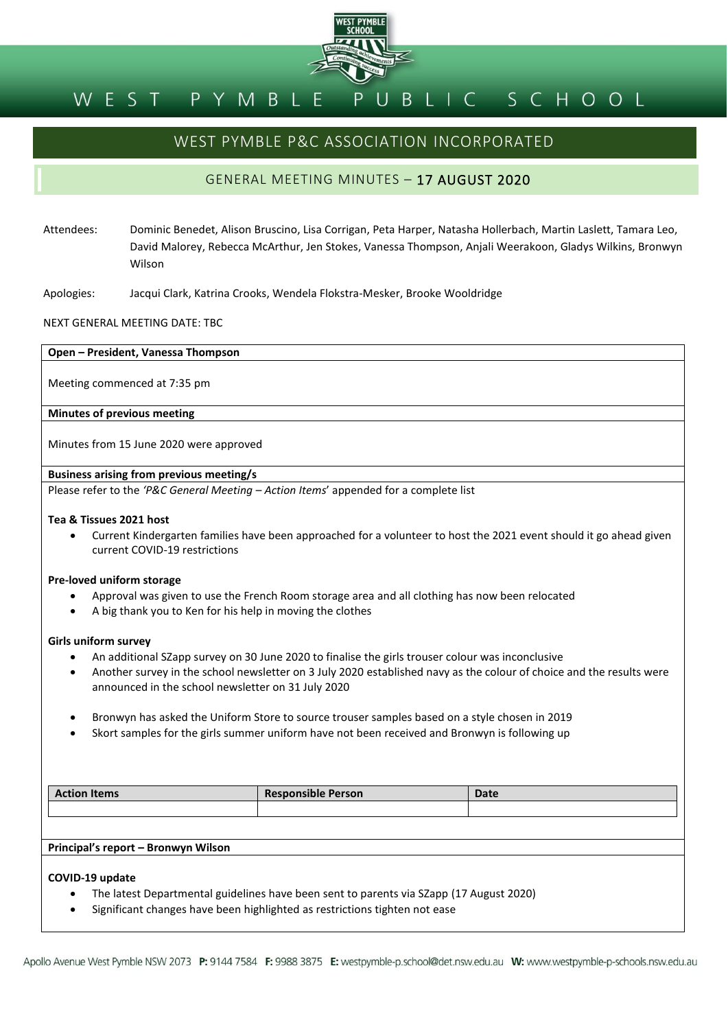# WEST PYMBLE PUBLIC SCHOOL

## WEST PYMBLE P&C ASSOCIATION INCORPORATED

### GENERAL MEETING MINUTES – 17 AUGUST 2020

Attendees: Dominic Benedet, Alison Bruscino, Lisa Corrigan, Peta Harper, Natasha Hollerbach, Martin Laslett, Tamara Leo, David Malorey, Rebecca McArthur, Jen Stokes, Vanessa Thompson, Anjali Weerakoon, Gladys Wilkins, Bronwyn Wilson

Apologies: Jacqui Clark, Katrina Crooks, Wendela Flokstra-Mesker, Brooke Wooldridge

NEXT GENERAL MEETING DATE: TBC

**Open – President, Vanessa Thompson**

Meeting commenced at 7:35 pm

**Minutes of previous meeting**

Minutes from 15 June 2020 were approved

**Business arising from previous meeting/s**

Please refer to the *'P&C General Meeting – Action Items*' appended for a complete list

**Tea & Tissues 2021 host**

- Current Kindergarten families have been approached for a volunteer to host the 2021 event should it go ahead given current COVID-19 restrictions

**Pre-loved uniform storage**

- Approval was given to use the French Room storage area and all clothing has now been relocated
- A big thank you to Ken for his help in moving the clothes

**Girls uniform survey**

- An additional SZapp survey on 30 June 2020 to finalise the girls trouser colour was inconclusive
- Another survey in the school newsletter on 3 July 2020 established navy as the colour of choice and the results were announced in the school newsletter on 31 July 2020

- Bronwyn has asked the Uniform Store to source trouser samples based on a style chosen in 2019
- Skort samples for the girls summer uniform have not been received and Bronwyn is following up

| Action Items | Responsible Person | Date |
|---|---|---|
| | | |

**Principal's report – Bronwyn Wilson**

**COVID-19 update**

- The latest Departmental guidelines have been sent to parents via SZapp (17 August 2020)
- Significant changes have been highlighted as restrictions tighten not ease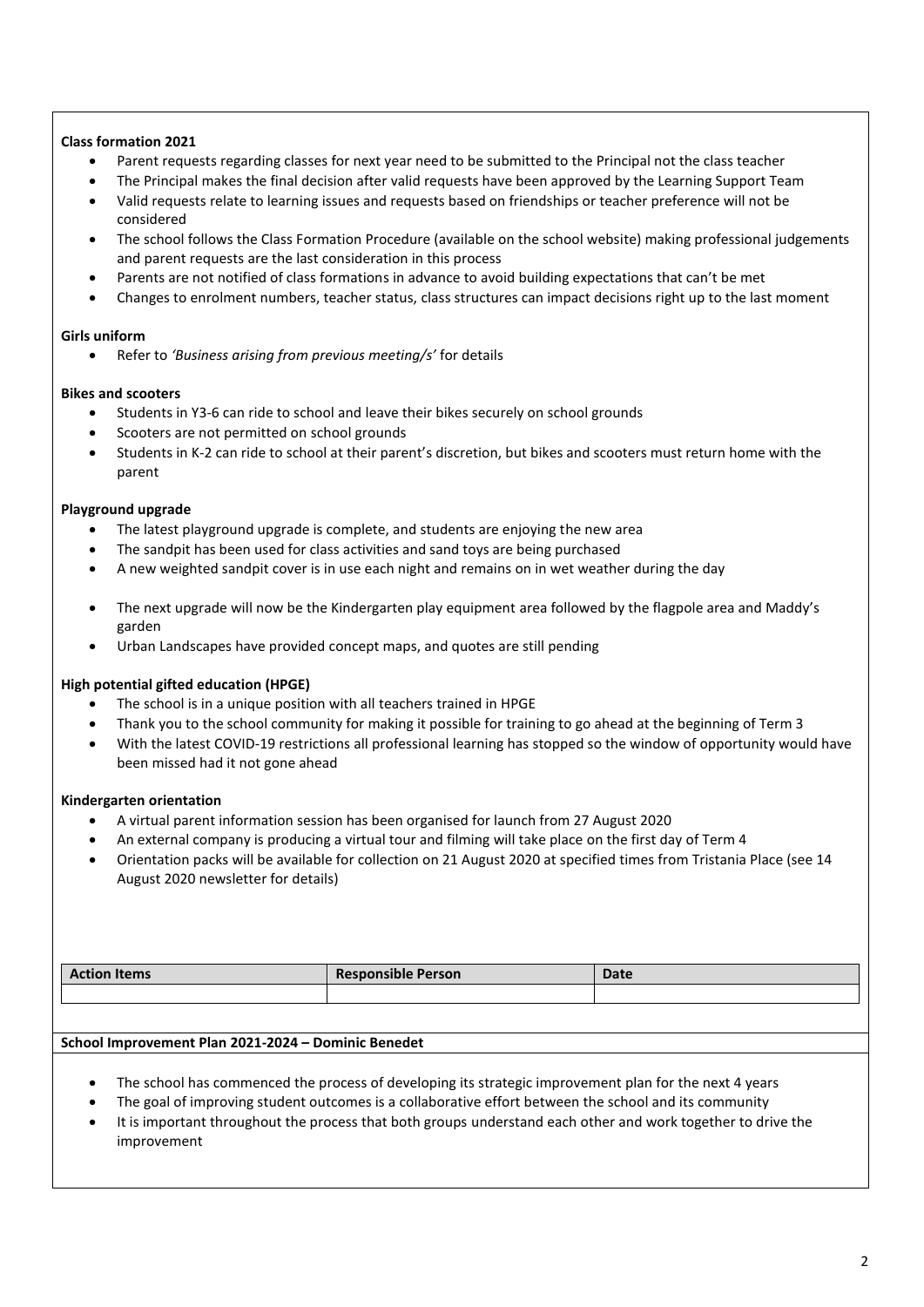**Class formation 2021**

- Parent requests regarding classes for next year need to be submitted to the Principal not the class teacher
- The Principal makes the final decision after valid requests have been approved by the Learning Support Team
- Valid requests relate to learning issues and requests based on friendships or teacher preference will not be considered
- The school follows the Class Formation Procedure (available on the school website) making professional judgements and parent requests are the last consideration in this process
- Parents are not notified of class formations in advance to avoid building expectations that can't be met
- Changes to enrolment numbers, teacher status, class structures can impact decisions right up to the last moment

**Girls uniform**

- Refer to *'Business arising from previous meeting/s'* for details

**Bikes and scooters**

- Students in Y3-6 can ride to school and leave their bikes securely on school grounds
- Scooters are not permitted on school grounds
- Students in K-2 can ride to school at their parent's discretion, but bikes and scooters must return home with the parent

**Playground upgrade**

- The latest playground upgrade is complete, and students are enjoying the new area
- The sandpit has been used for class activities and sand toys are being purchased
- A new weighted sandpit cover is in use each night and remains on in wet weather during the day
- The next upgrade will now be the Kindergarten play equipment area followed by the flagpole area and Maddy's garden
- Urban Landscapes have provided concept maps, and quotes are still pending

**High potential gifted education (HPGE)**

- The school is in a unique position with all teachers trained in HPGE
- Thank you to the school community for making it possible for training to go ahead at the beginning of Term 3
- With the latest COVID-19 restrictions all professional learning has stopped so the window of opportunity would have been missed had it not gone ahead

**Kindergarten orientation**

- A virtual parent information session has been organised for launch from 27 August 2020
- An external company is producing a virtual tour and filming will take place on the first day of Term 4
- Orientation packs will be available for collection on 21 August 2020 at specified times from Tristania Place (see 14 August 2020 newsletter for details)

| Action Items | Responsible Person | Date |
|---|---|---|
| | | |

**School Improvement Plan 2021-2024 – Dominic Benedet**

- The school has commenced the process of developing its strategic improvement plan for the next 4 years
- The goal of improving student outcomes is a collaborative effort between the school and its community
- It is important throughout the process that both groups understand each other and work together to drive the improvement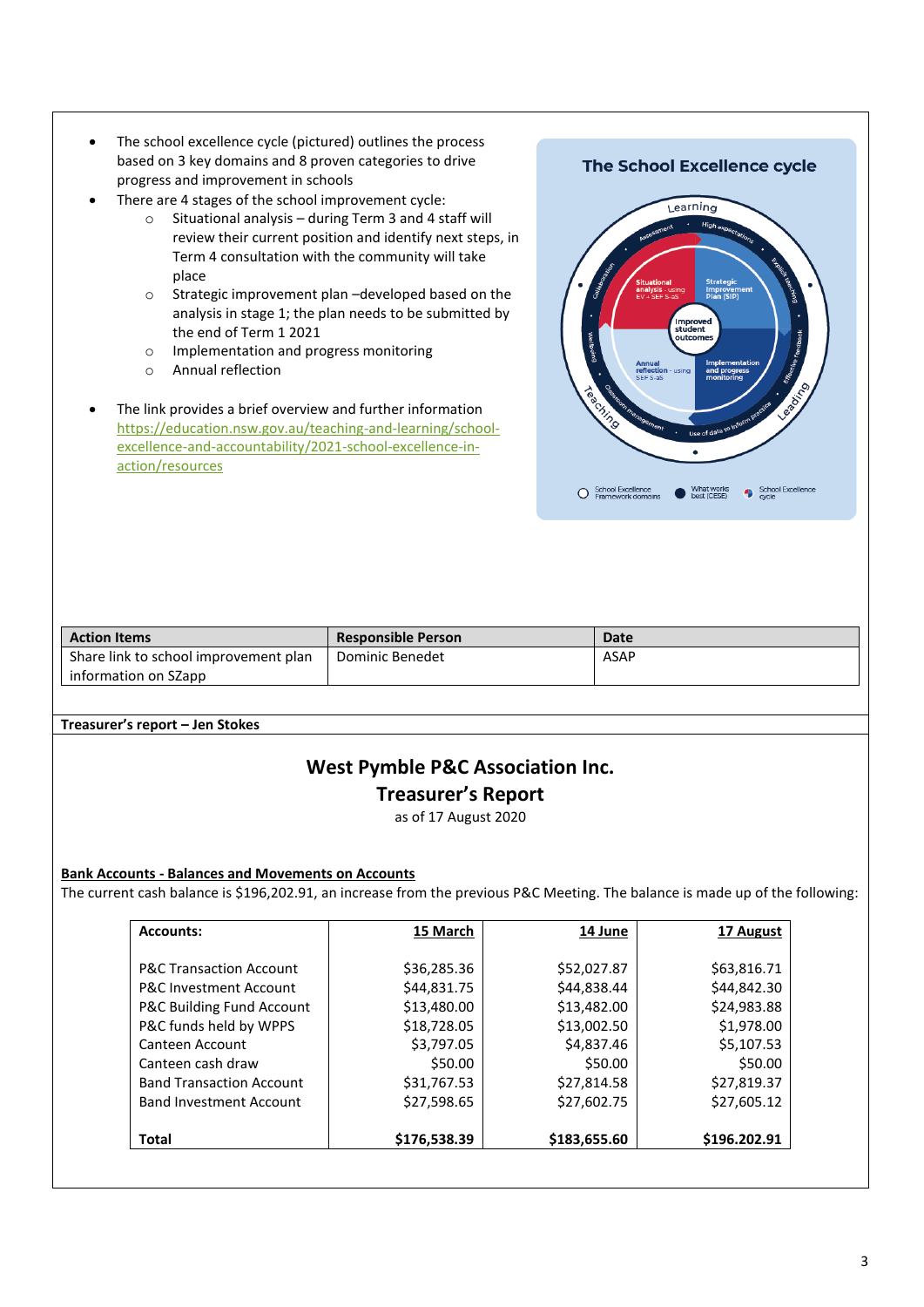- The school excellence cycle (pictured) outlines the process based on 3 key domains and 8 proven categories to drive progress and improvement in schools
- There are 4 stages of the school improvement cycle:
  - Situational analysis – during Term 3 and 4 staff will review their current position and identify next steps, in Term 4 consultation with the community will take place
  - Strategic improvement plan –developed based on the analysis in stage 1; the plan needs to be submitted by the end of Term 1 2021
  - Implementation and progress monitoring
  - Annual reflection
- The link provides a brief overview and further information https://education.nsw.gov.au/teaching-and-learning/school-excellence-and-accountability/2021-school-excellence-in-action/resources

| Action Items | Responsible Person | Date |
|---|---|---|
| Share link to school improvement plan information on SZapp | Dominic Benedet | ASAP |

**Treasurer's report – Jen Stokes**

## West Pymble P&C Association Inc.
## Treasurer's Report

as of 17 August 2020

**Bank Accounts - Balances and Movements on Accounts**

The current cash balance is $196,202.91, an increase from the previous P&C Meeting. The balance is made up of the following:

| Accounts: | 15 March | 14 June | 17 August |
|---|---|---|---|
| P&C Transaction Account | $36,285.36 | $52,027.87 | $63,816.71 |
| P&C Investment Account | $44,831.75 | $44,838.44 | $44,842.30 |
| P&C Building Fund Account | $13,480.00 | $13,482.00 | $24,983.88 |
| P&C funds held by WPPS | $18,728.05 | $13,002.50 | $1,978.00 |
| Canteen Account | $3,797.05 | $4,837.46 | $5,107.53 |
| Canteen cash draw | $50.00 | $50.00 | $50.00 |
| Band Transaction Account | $31,767.53 | $27,814.58 | $27,819.37 |
| Band Investment Account | $27,598.65 | $27,602.75 | $27,605.12 |
| **Total** | **$176,538.39** | **$183,655.60** | **$196.202.91** |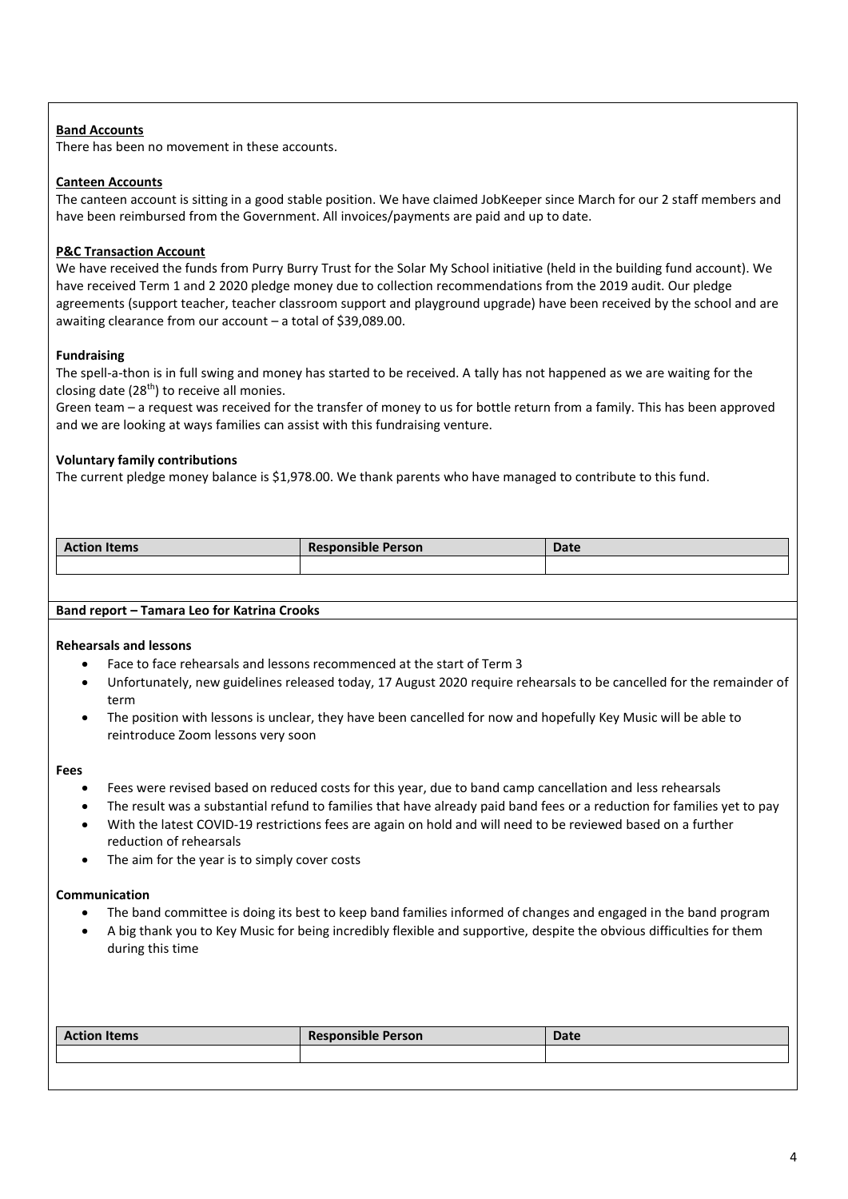**Band Accounts**

There has been no movement in these accounts.

**Canteen Accounts**

The canteen account is sitting in a good stable position. We have claimed JobKeeper since March for our 2 staff members and have been reimbursed from the Government. All invoices/payments are paid and up to date.

**P&C Transaction Account**

We have received the funds from Purry Burry Trust for the Solar My School initiative (held in the building fund account). We have received Term 1 and 2 2020 pledge money due to collection recommendations from the 2019 audit. Our pledge agreements (support teacher, teacher classroom support and playground upgrade) have been received by the school and are awaiting clearance from our account – a total of $39,089.00.

**Fundraising**

The spell-a-thon is in full swing and money has started to be received. A tally has not happened as we are waiting for the closing date (28th) to receive all monies.

Green team – a request was received for the transfer of money to us for bottle return from a family. This has been approved and we are looking at ways families can assist with this fundraising venture.

**Voluntary family contributions**

The current pledge money balance is $1,978.00. We thank parents who have managed to contribute to this fund.

| Action Items | Responsible Person | Date |
| --- | --- | --- |
| | | |

**Band report – Tamara Leo for Katrina Crooks**

**Rehearsals and lessons**

- Face to face rehearsals and lessons recommenced at the start of Term 3
- Unfortunately, new guidelines released today, 17 August 2020 require rehearsals to be cancelled for the remainder of term
- The position with lessons is unclear, they have been cancelled for now and hopefully Key Music will be able to reintroduce Zoom lessons very soon

**Fees**

- Fees were revised based on reduced costs for this year, due to band camp cancellation and less rehearsals
- The result was a substantial refund to families that have already paid band fees or a reduction for families yet to pay
- With the latest COVID-19 restrictions fees are again on hold and will need to be reviewed based on a further reduction of rehearsals
- The aim for the year is to simply cover costs

**Communication**

- The band committee is doing its best to keep band families informed of changes and engaged in the band program
- A big thank you to Key Music for being incredibly flexible and supportive, despite the obvious difficulties for them during this time

| Action Items | Responsible Person | Date |
| --- | --- | --- |
| | | |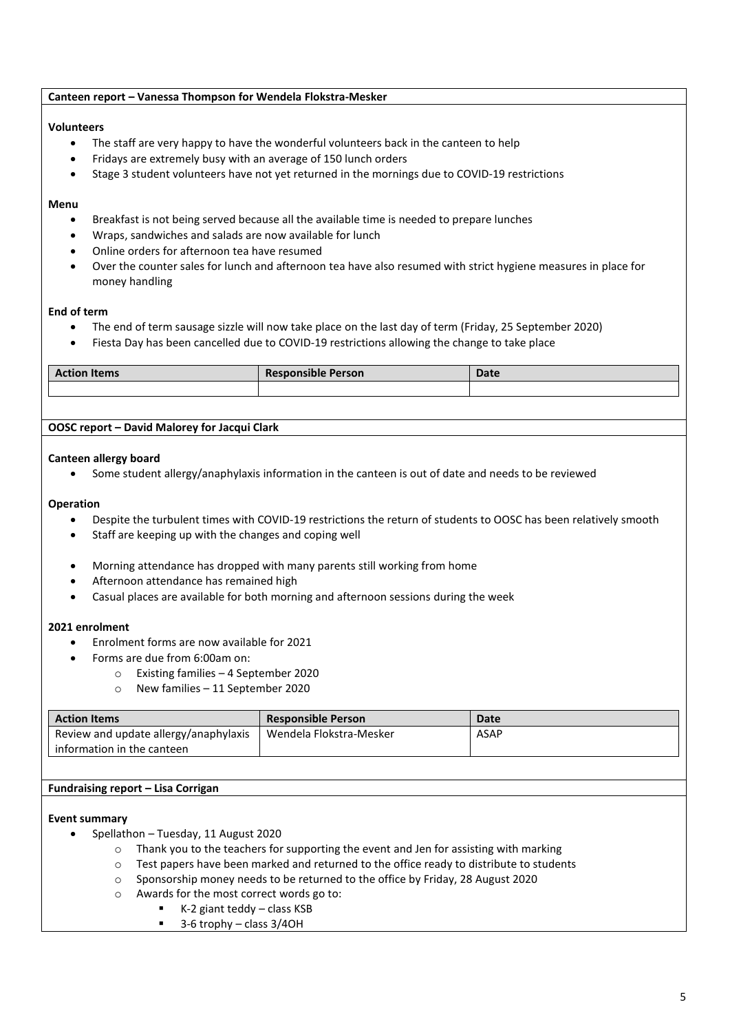**Canteen report – Vanessa Thompson for Wendela Flokstra-Mesker**

**Volunteers**

- The staff are very happy to have the wonderful volunteers back in the canteen to help
- Fridays are extremely busy with an average of 150 lunch orders
- Stage 3 student volunteers have not yet returned in the mornings due to COVID-19 restrictions

**Menu**

- Breakfast is not being served because all the available time is needed to prepare lunches
- Wraps, sandwiches and salads are now available for lunch
- Online orders for afternoon tea have resumed
- Over the counter sales for lunch and afternoon tea have also resumed with strict hygiene measures in place for money handling

**End of term**

- The end of term sausage sizzle will now take place on the last day of term (Friday, 25 September 2020)
- Fiesta Day has been cancelled due to COVID-19 restrictions allowing the change to take place

| Action Items | Responsible Person | Date |
|---|---|---|
| | | |

**OOSC report – David Malorey for Jacqui Clark**

**Canteen allergy board**

- Some student allergy/anaphylaxis information in the canteen is out of date and needs to be reviewed

**Operation**

- Despite the turbulent times with COVID-19 restrictions the return of students to OOSC has been relatively smooth
- Staff are keeping up with the changes and coping well

- Morning attendance has dropped with many parents still working from home
- Afternoon attendance has remained high
- Casual places are available for both morning and afternoon sessions during the week

**2021 enrolment**

- Enrolment forms are now available for 2021
- Forms are due from 6:00am on:
  - Existing families – 4 September 2020
  - New families – 11 September 2020

| Action Items | Responsible Person | Date |
|---|---|---|
| Review and update allergy/anaphylaxis information in the canteen | Wendela Flokstra-Mesker | ASAP |

**Fundraising report – Lisa Corrigan**

**Event summary**

- Spellathon – Tuesday, 11 August 2020
  - Thank you to the teachers for supporting the event and Jen for assisting with marking
  - Test papers have been marked and returned to the office ready to distribute to students
  - Sponsorship money needs to be returned to the office by Friday, 28 August 2020
  - Awards for the most correct words go to:
    - K-2 giant teddy – class KSB
    - 3-6 trophy – class 3/4OH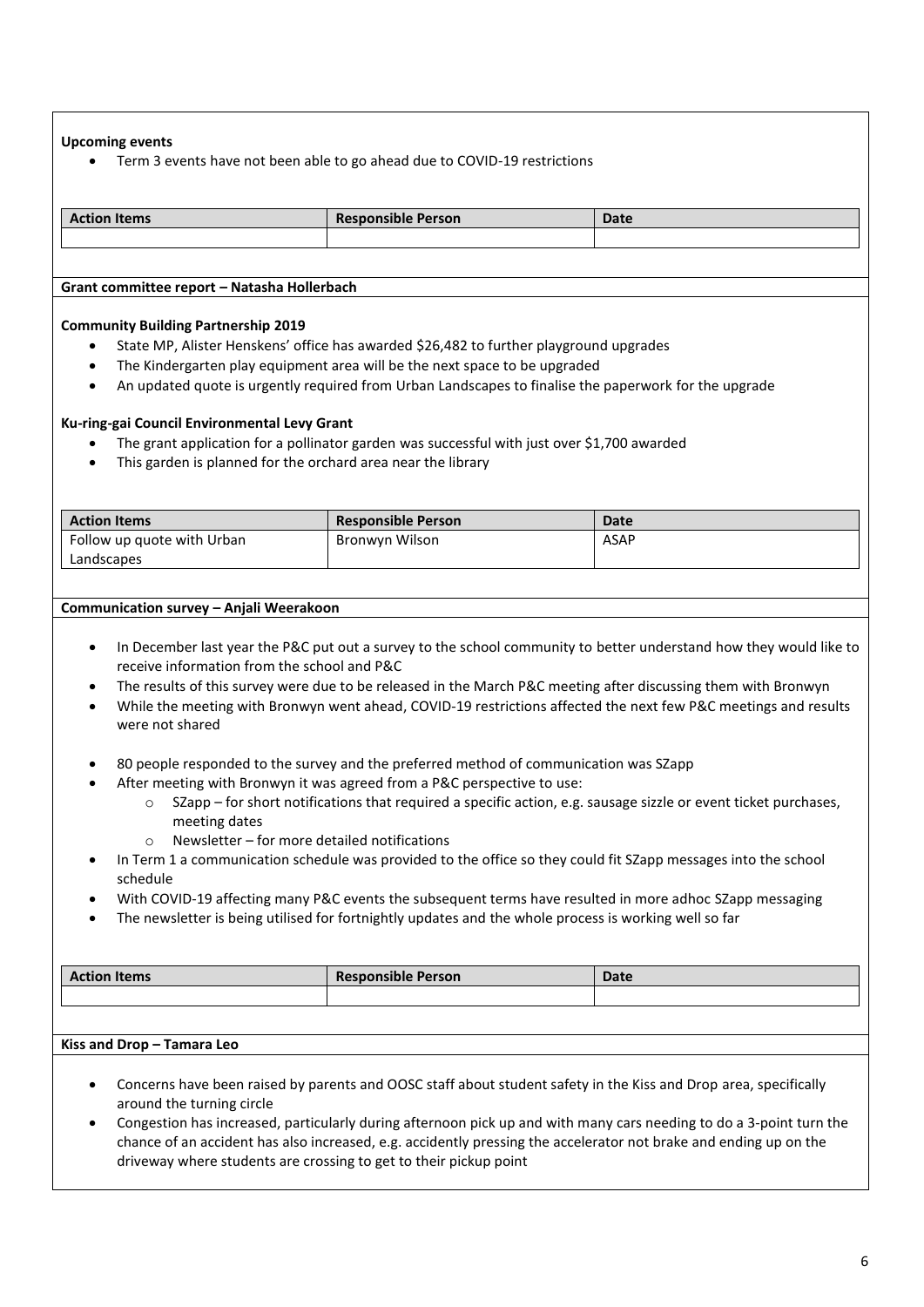**Upcoming events**

- Term 3 events have not been able to go ahead due to COVID-19 restrictions

| Action Items | Responsible Person | Date |
|---|---|---|
| | | |

**Grant committee report – Natasha Hollerbach**

**Community Building Partnership 2019**

- State MP, Alister Henskens' office has awarded $26,482 to further playground upgrades
- The Kindergarten play equipment area will be the next space to be upgraded
- An updated quote is urgently required from Urban Landscapes to finalise the paperwork for the upgrade

**Ku-ring-gai Council Environmental Levy Grant**

- The grant application for a pollinator garden was successful with just over $1,700 awarded
- This garden is planned for the orchard area near the library

| Action Items | Responsible Person | Date |
|---|---|---|
| Follow up quote with Urban Landscapes | Bronwyn Wilson | ASAP |

**Communication survey – Anjali Weerakoon**

- In December last year the P&C put out a survey to the school community to better understand how they would like to receive information from the school and P&C
- The results of this survey were due to be released in the March P&C meeting after discussing them with Bronwyn
- While the meeting with Bronwyn went ahead, COVID-19 restrictions affected the next few P&C meetings and results were not shared

- 80 people responded to the survey and the preferred method of communication was SZapp
- After meeting with Bronwyn it was agreed from a P&C perspective to use:
  - SZapp – for short notifications that required a specific action, e.g. sausage sizzle or event ticket purchases, meeting dates
  - Newsletter – for more detailed notifications
- In Term 1 a communication schedule was provided to the office so they could fit SZapp messages into the school schedule
- With COVID-19 affecting many P&C events the subsequent terms have resulted in more adhoc SZapp messaging
- The newsletter is being utilised for fortnightly updates and the whole process is working well so far

| Action Items | Responsible Person | Date |
|---|---|---|
| | | |

**Kiss and Drop – Tamara Leo**

- Concerns have been raised by parents and OOSC staff about student safety in the Kiss and Drop area, specifically around the turning circle
- Congestion has increased, particularly during afternoon pick up and with many cars needing to do a 3-point turn the chance of an accident has also increased, e.g. accidently pressing the accelerator not brake and ending up on the driveway where students are crossing to get to their pickup point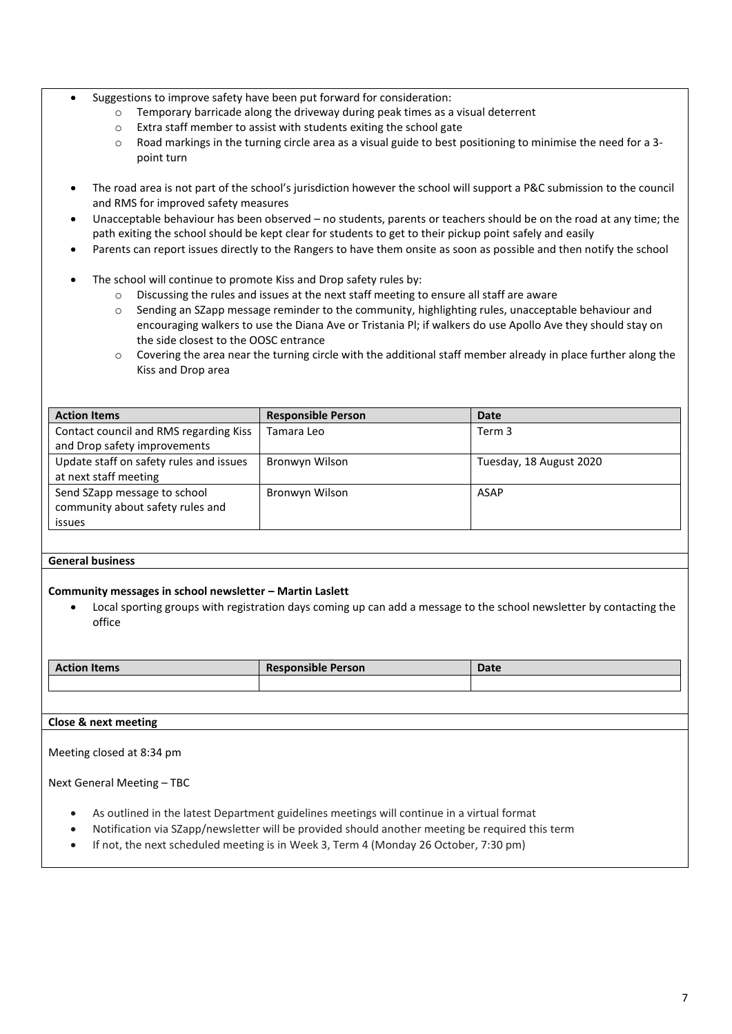- Suggestions to improve safety have been put forward for consideration:
  - Temporary barricade along the driveway during peak times as a visual deterrent
  - Extra staff member to assist with students exiting the school gate
  - Road markings in the turning circle area as a visual guide to best positioning to minimise the need for a 3-point turn

- The road area is not part of the school's jurisdiction however the school will support a P&C submission to the council and RMS for improved safety measures
- Unacceptable behaviour has been observed – no students, parents or teachers should be on the road at any time; the path exiting the school should be kept clear for students to get to their pickup point safely and easily
- Parents can report issues directly to the Rangers to have them onsite as soon as possible and then notify the school

- The school will continue to promote Kiss and Drop safety rules by:
  - Discussing the rules and issues at the next staff meeting to ensure all staff are aware
  - Sending an SZapp message reminder to the community, highlighting rules, unacceptable behaviour and encouraging walkers to use the Diana Ave or Tristania Pl; if walkers do use Apollo Ave they should stay on the side closest to the OOSC entrance
  - Covering the area near the turning circle with the additional staff member already in place further along the Kiss and Drop area

| Action Items | Responsible Person | Date |
|---|---|---|
| Contact council and RMS regarding Kiss and Drop safety improvements | Tamara Leo | Term 3 |
| Update staff on safety rules and issues at next staff meeting | Bronwyn Wilson | Tuesday, 18 August 2020 |
| Send SZapp message to school community about safety rules and issues | Bronwyn Wilson | ASAP |

**General business**

**Community messages in school newsletter – Martin Laslett**

- Local sporting groups with registration days coming up can add a message to the school newsletter by contacting the office

| Action Items | Responsible Person | Date |
|---|---|---|
| | | |

**Close & next meeting**

Meeting closed at 8:34 pm

Next General Meeting – TBC

- As outlined in the latest Department guidelines meetings will continue in a virtual format
- Notification via SZapp/newsletter will be provided should another meeting be required this term
- If not, the next scheduled meeting is in Week 3, Term 4 (Monday 26 October, 7:30 pm)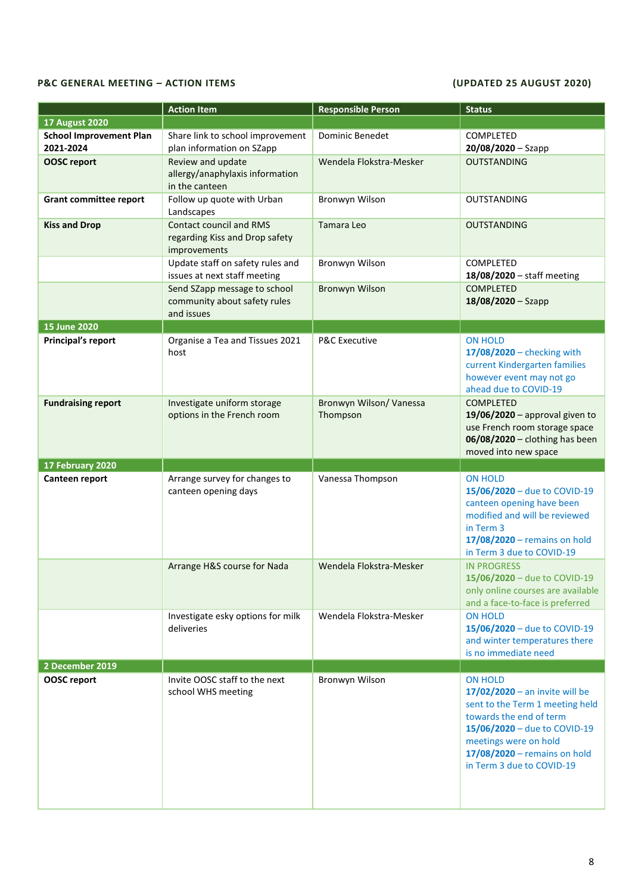**P&C GENERAL MEETING – ACTION ITEMS** **(UPDATED 25 AUGUST 2020)**

| | Action Item | Responsible Person | Status |
|---|---|---|---|
| **17 August 2020** | | | |
| **School Improvement Plan 2021-2024** | Share link to school improvement plan information on SZapp | Dominic Benedet | COMPLETED<br>**20/08/2020** – Szapp |
| **OOSC report** | Review and update allergy/anaphylaxis information in the canteen | Wendela Flokstra-Mesker | OUTSTANDING |
| **Grant committee report** | Follow up quote with Urban Landscapes | Bronwyn Wilson | OUTSTANDING |
| **Kiss and Drop** | Contact council and RMS regarding Kiss and Drop safety improvements | Tamara Leo | OUTSTANDING |
| | Update staff on safety rules and issues at next staff meeting | Bronwyn Wilson | COMPLETED<br>**18/08/2020** – staff meeting |
| | Send SZapp message to school community about safety rules and issues | Bronwyn Wilson | COMPLETED<br>**18/08/2020** – Szapp |
| **15 June 2020** | | | |
| **Principal's report** | Organise a Tea and Tissues 2021 host | P&C Executive | ON HOLD<br>**17/08/2020** – checking with current Kindergarten families however event may not go ahead due to COVID-19 |
| **Fundraising report** | Investigate uniform storage options in the French room | Bronwyn Wilson/ Vanessa Thompson | COMPLETED<br>**19/06/2020** – approval given to use French room storage space<br>**06/08/2020** – clothing has been moved into new space |
| **17 February 2020** | | | |
| **Canteen report** | Arrange survey for changes to canteen opening days | Vanessa Thompson | ON HOLD<br>**15/06/2020** – due to COVID-19 canteen opening have been modified and will be reviewed in Term 3<br>**17/08/2020** – remains on hold in Term 3 due to COVID-19 |
| | Arrange H&S course for Nada | Wendela Flokstra-Mesker | IN PROGRESS<br>**15/06/2020** – due to COVID-19 only online courses are available and a face-to-face is preferred |
| | Investigate esky options for milk deliveries | Wendela Flokstra-Mesker | ON HOLD<br>**15/06/2020** – due to COVID-19 and winter temperatures there is no immediate need |
| **2 December 2019** | | | |
| **OOSC report** | Invite OOSC staff to the next school WHS meeting | Bronwyn Wilson | ON HOLD<br>**17/02/2020** – an invite will be sent to the Term 1 meeting held towards the end of term<br>**15/06/2020** – due to COVID-19 meetings were on hold<br>**17/08/2020** – remains on hold in Term 3 due to COVID-19 |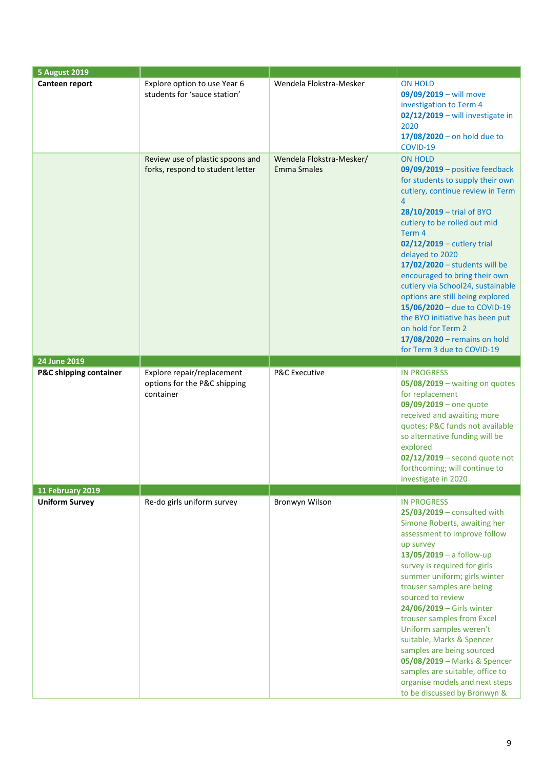| 5 August 2019 | | | |
|---|---|---|---|
| **Canteen report** | Explore option to use Year 6 students for 'sauce station' | Wendela Flokstra-Mesker | ON HOLD<br>**09/09/2019** – will move investigation to Term 4<br>**02/12/2019** – will investigate in 2020<br>**17/08/2020** – on hold due to COVID-19 |
| | Review use of plastic spoons and forks, respond to student letter | Wendela Flokstra-Mesker/ Emma Smales | ON HOLD<br>**09/09/2019** – positive feedback for students to supply their own cutlery, continue review in Term 4<br>**28/10/2019** – trial of BYO cutlery to be rolled out mid Term 4<br>**02/12/2019** – cutlery trial delayed to 2020<br>**17/02/2020** – students will be encouraged to bring their own cutlery via School24, sustainable options are still being explored<br>**15/06/2020** – due to COVID-19 the BYO initiative has been put on hold for Term 2<br>**17/08/2020** – remains on hold for Term 3 due to COVID-19 |
| **24 June 2019** | | | |
| **P&C shipping container** | Explore repair/replacement options for the P&C shipping container | P&C Executive | IN PROGRESS<br>**05/08/2019** – waiting on quotes for replacement<br>**09/09/2019** – one quote received and awaiting more quotes; P&C funds not available so alternative funding will be explored<br>**02/12/2019** – second quote not forthcoming; will continue to investigate in 2020 |
| **11 February 2019** | | | |
| **Uniform Survey** | Re-do girls uniform survey | Bronwyn Wilson | IN PROGRESS<br>**25/03/2019** – consulted with Simone Roberts, awaiting her assessment to improve follow up survey<br>**13/05/2019** – a follow-up survey is required for girls summer uniform; girls winter trouser samples are being sourced to review<br>**24/06/2019** – Girls winter trouser samples from Excel Uniform samples weren't suitable, Marks & Spencer samples are being sourced<br>**05/08/2019** – Marks & Spencer samples are suitable, office to organise models and next steps to be discussed by Bronwyn & |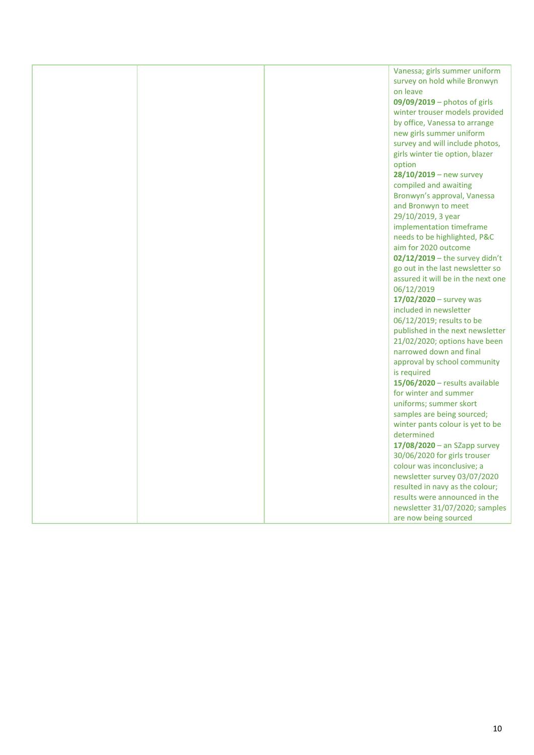| | | | |
|---|---|---|---|
| | | | Vanessa; girls summer uniform survey on hold while Bronwyn on leave<br>**09/09/2019** – photos of girls winter trouser models provided by office, Vanessa to arrange new girls summer uniform survey and will include photos, girls winter tie option, blazer option<br>**28/10/2019** – new survey compiled and awaiting Bronwyn's approval, Vanessa and Bronwyn to meet 29/10/2019, 3 year implementation timeframe needs to be highlighted, P&C aim for 2020 outcome<br>**02/12/2019** – the survey didn't go out in the last newsletter so assured it will be in the next one 06/12/2019<br>**17/02/2020** – survey was included in newsletter 06/12/2019; results to be published in the next newsletter 21/02/2020; options have been narrowed down and final approval by school community is required<br>**15/06/2020** – results available for winter and summer uniforms; summer skort samples are being sourced; winter pants colour is yet to be determined<br>**17/08/2020** – an SZapp survey 30/06/2020 for girls trouser colour was inconclusive; a newsletter survey 03/07/2020 resulted in navy as the colour; results were announced in the newsletter 31/07/2020; samples are now being sourced |